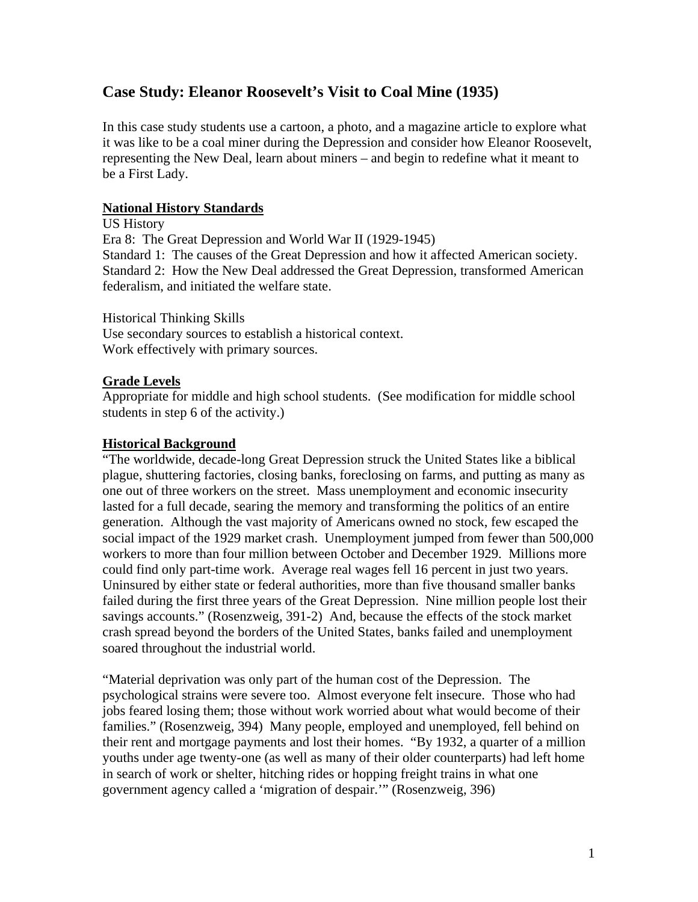# Case Study: Eleanor Roosevelt's Visit to Coal Mine (1935)

In this case study students use a cartoon, a photo, and a magazine article to explore what it was like to be a coal miner during the Depression and consider how Eleanor Roosevelt, representing the New Deal, learn about miners – and begin to redefine what it meant to be a First Lady.

## National History Standards

US History  
Era 8: The Great Depression and World War II (1929-1945)  
Standard 1: The causes of the Great Depression and how it affected American society.  
Standard 2: How the New Deal addressed the Great Depression, transformed American federalism, and initiated the welfare state.

Historical Thinking Skills  
Use secondary sources to establish a historical context.  
Work effectively with primary sources.

## Grade Levels

Appropriate for middle and high school students. (See modification for middle school students in step 6 of the activity.)

## Historical Background

"The worldwide, decade-long Great Depression struck the United States like a biblical plague, shuttering factories, closing banks, foreclosing on farms, and putting as many as one out of three workers on the street. Mass unemployment and economic insecurity lasted for a full decade, searing the memory and transforming the politics of an entire generation. Although the vast majority of Americans owned no stock, few escaped the social impact of the 1929 market crash. Unemployment jumped from fewer than 500,000 workers to more than four million between October and December 1929. Millions more could find only part-time work. Average real wages fell 16 percent in just two years. Uninsured by either state or federal authorities, more than five thousand smaller banks failed during the first three years of the Great Depression. Nine million people lost their savings accounts." (Rosenzweig, 391-2) And, because the effects of the stock market crash spread beyond the borders of the United States, banks failed and unemployment soared throughout the industrial world.

"Material deprivation was only part of the human cost of the Depression. The psychological strains were severe too. Almost everyone felt insecure. Those who had jobs feared losing them; those without work worried about what would become of their families." (Rosenzweig, 394) Many people, employed and unemployed, fell behind on their rent and mortgage payments and lost their homes. "By 1932, a quarter of a million youths under age twenty-one (as well as many of their older counterparts) had left home in search of work or shelter, hitching rides or hopping freight trains in what one government agency called a 'migration of despair.'" (Rosenzweig, 396)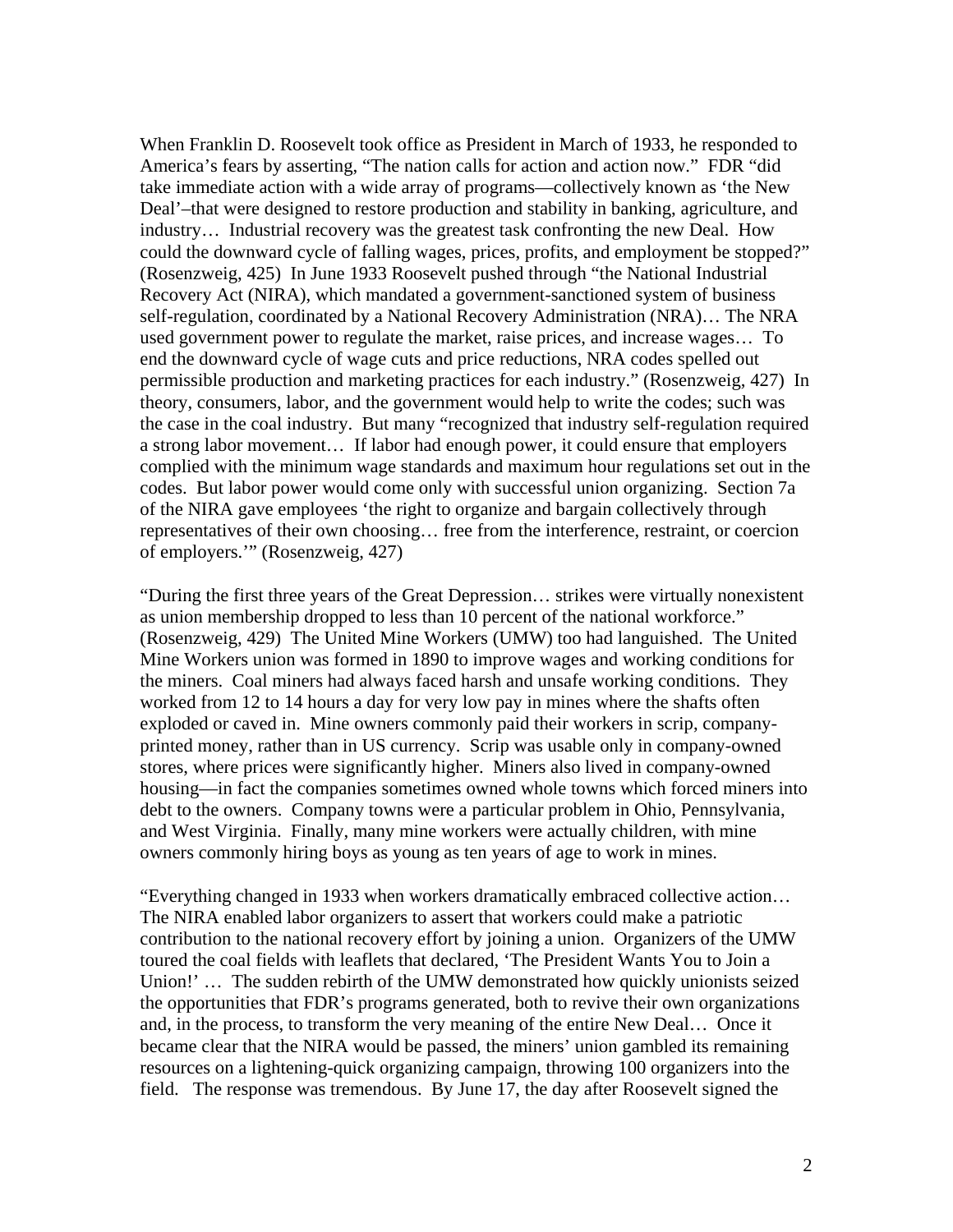When Franklin D. Roosevelt took office as President in March of 1933, he responded to America's fears by asserting, "The nation calls for action and action now." FDR "did take immediate action with a wide array of programs—collectively known as 'the New Deal'–that were designed to restore production and stability in banking, agriculture, and industry… Industrial recovery was the greatest task confronting the new Deal. How could the downward cycle of falling wages, prices, profits, and employment be stopped?" (Rosenzweig, 425) In June 1933 Roosevelt pushed through "the National Industrial Recovery Act (NIRA), which mandated a government-sanctioned system of business self-regulation, coordinated by a National Recovery Administration (NRA)… The NRA used government power to regulate the market, raise prices, and increase wages… To end the downward cycle of wage cuts and price reductions, NRA codes spelled out permissible production and marketing practices for each industry." (Rosenzweig, 427) In theory, consumers, labor, and the government would help to write the codes; such was the case in the coal industry. But many "recognized that industry self-regulation required a strong labor movement… If labor had enough power, it could ensure that employers complied with the minimum wage standards and maximum hour regulations set out in the codes. But labor power would come only with successful union organizing. Section 7a of the NIRA gave employees 'the right to organize and bargain collectively through representatives of their own choosing… free from the interference, restraint, or coercion of employers.'" (Rosenzweig, 427)

"During the first three years of the Great Depression… strikes were virtually nonexistent as union membership dropped to less than 10 percent of the national workforce." (Rosenzweig, 429) The United Mine Workers (UMW) too had languished. The United Mine Workers union was formed in 1890 to improve wages and working conditions for the miners. Coal miners had always faced harsh and unsafe working conditions. They worked from 12 to 14 hours a day for very low pay in mines where the shafts often exploded or caved in. Mine owners commonly paid their workers in scrip, company-printed money, rather than in US currency. Scrip was usable only in company-owned stores, where prices were significantly higher. Miners also lived in company-owned housing—in fact the companies sometimes owned whole towns which forced miners into debt to the owners. Company towns were a particular problem in Ohio, Pennsylvania, and West Virginia. Finally, many mine workers were actually children, with mine owners commonly hiring boys as young as ten years of age to work in mines.

"Everything changed in 1933 when workers dramatically embraced collective action… The NIRA enabled labor organizers to assert that workers could make a patriotic contribution to the national recovery effort by joining a union. Organizers of the UMW toured the coal fields with leaflets that declared, 'The President Wants You to Join a Union!' … The sudden rebirth of the UMW demonstrated how quickly unionists seized the opportunities that FDR's programs generated, both to revive their own organizations and, in the process, to transform the very meaning of the entire New Deal… Once it became clear that the NIRA would be passed, the miners' union gambled its remaining resources on a lightening-quick organizing campaign, throwing 100 organizers into the field. The response was tremendous. By June 17, the day after Roosevelt signed the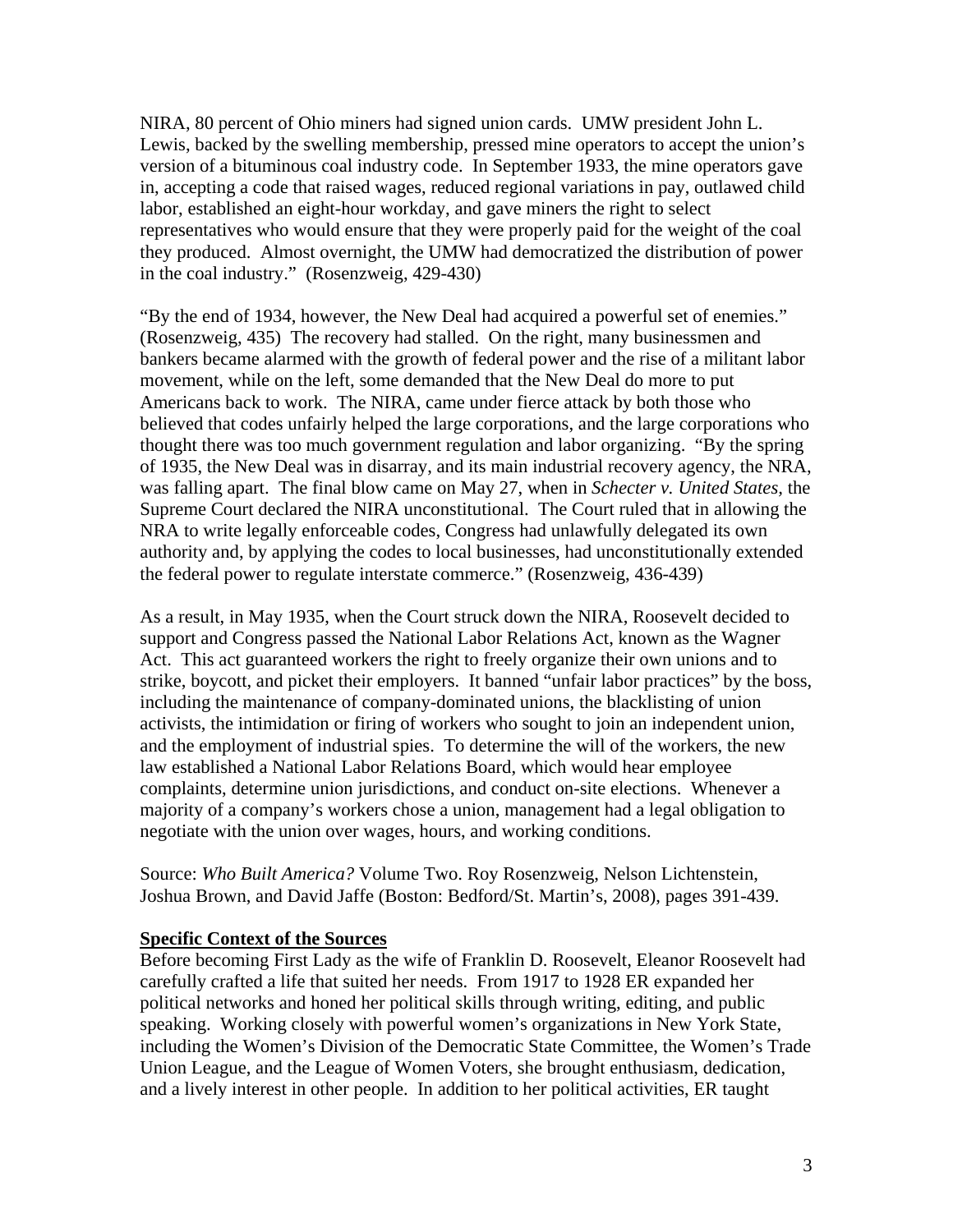NIRA, 80 percent of Ohio miners had signed union cards. UMW president John L. Lewis, backed by the swelling membership, pressed mine operators to accept the union's version of a bituminous coal industry code. In September 1933, the mine operators gave in, accepting a code that raised wages, reduced regional variations in pay, outlawed child labor, established an eight-hour workday, and gave miners the right to select representatives who would ensure that they were properly paid for the weight of the coal they produced. Almost overnight, the UMW had democratized the distribution of power in the coal industry." (Rosenzweig, 429-430)

"By the end of 1934, however, the New Deal had acquired a powerful set of enemies." (Rosenzweig, 435) The recovery had stalled. On the right, many businessmen and bankers became alarmed with the growth of federal power and the rise of a militant labor movement, while on the left, some demanded that the New Deal do more to put Americans back to work. The NIRA, came under fierce attack by both those who believed that codes unfairly helped the large corporations, and the large corporations who thought there was too much government regulation and labor organizing. "By the spring of 1935, the New Deal was in disarray, and its main industrial recovery agency, the NRA, was falling apart. The final blow came on May 27, when in *Schecter v. United States*, the Supreme Court declared the NIRA unconstitutional. The Court ruled that in allowing the NRA to write legally enforceable codes, Congress had unlawfully delegated its own authority and, by applying the codes to local businesses, had unconstitutionally extended the federal power to regulate interstate commerce." (Rosenzweig, 436-439)

As a result, in May 1935, when the Court struck down the NIRA, Roosevelt decided to support and Congress passed the National Labor Relations Act, known as the Wagner Act. This act guaranteed workers the right to freely organize their own unions and to strike, boycott, and picket their employers. It banned "unfair labor practices" by the boss, including the maintenance of company-dominated unions, the blacklisting of union activists, the intimidation or firing of workers who sought to join an independent union, and the employment of industrial spies. To determine the will of the workers, the new law established a National Labor Relations Board, which would hear employee complaints, determine union jurisdictions, and conduct on-site elections. Whenever a majority of a company's workers chose a union, management had a legal obligation to negotiate with the union over wages, hours, and working conditions.

Source: *Who Built America?* Volume Two. Roy Rosenzweig, Nelson Lichtenstein, Joshua Brown, and David Jaffe (Boston: Bedford/St. Martin's, 2008), pages 391-439.

**Specific Context of the Sources**

Before becoming First Lady as the wife of Franklin D. Roosevelt, Eleanor Roosevelt had carefully crafted a life that suited her needs. From 1917 to 1928 ER expanded her political networks and honed her political skills through writing, editing, and public speaking. Working closely with powerful women's organizations in New York State, including the Women's Division of the Democratic State Committee, the Women's Trade Union League, and the League of Women Voters, she brought enthusiasm, dedication, and a lively interest in other people. In addition to her political activities, ER taught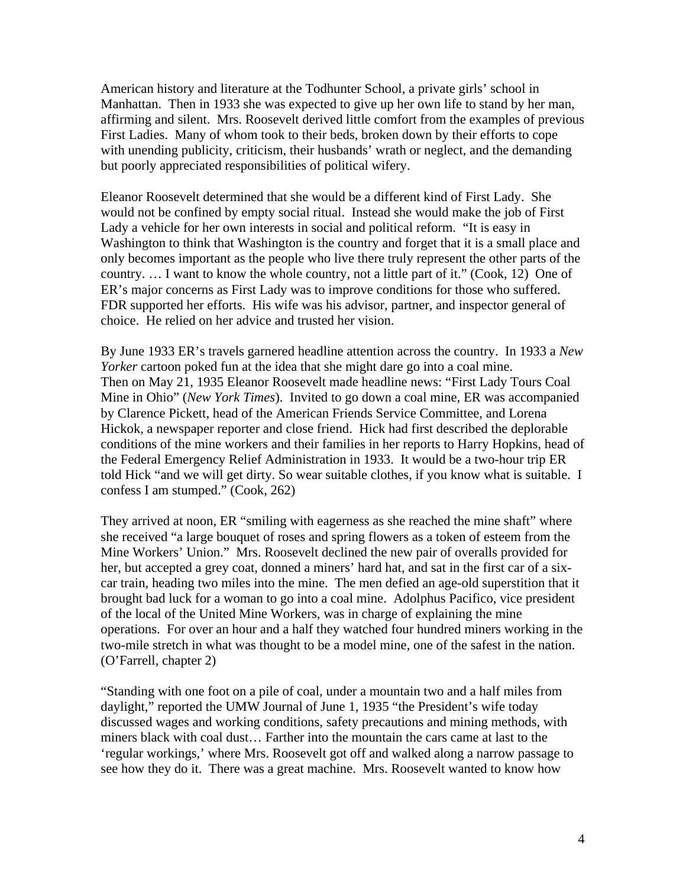American history and literature at the Todhunter School, a private girls' school in Manhattan. Then in 1933 she was expected to give up her own life to stand by her man, affirming and silent. Mrs. Roosevelt derived little comfort from the examples of previous First Ladies. Many of whom took to their beds, broken down by their efforts to cope with unending publicity, criticism, their husbands' wrath or neglect, and the demanding but poorly appreciated responsibilities of political wifery.

Eleanor Roosevelt determined that she would be a different kind of First Lady. She would not be confined by empty social ritual. Instead she would make the job of First Lady a vehicle for her own interests in social and political reform. "It is easy in Washington to think that Washington is the country and forget that it is a small place and only becomes important as the people who live there truly represent the other parts of the country. … I want to know the whole country, not a little part of it." (Cook, 12) One of ER's major concerns as First Lady was to improve conditions for those who suffered. FDR supported her efforts. His wife was his advisor, partner, and inspector general of choice. He relied on her advice and trusted her vision.

By June 1933 ER's travels garnered headline attention across the country. In 1933 a *New Yorker* cartoon poked fun at the idea that she might dare go into a coal mine. Then on May 21, 1935 Eleanor Roosevelt made headline news: "First Lady Tours Coal Mine in Ohio" (*New York Times*). Invited to go down a coal mine, ER was accompanied by Clarence Pickett, head of the American Friends Service Committee, and Lorena Hickok, a newspaper reporter and close friend. Hick had first described the deplorable conditions of the mine workers and their families in her reports to Harry Hopkins, head of the Federal Emergency Relief Administration in 1933. It would be a two-hour trip ER told Hick "and we will get dirty. So wear suitable clothes, if you know what is suitable. I confess I am stumped." (Cook, 262)

They arrived at noon, ER "smiling with eagerness as she reached the mine shaft" where she received "a large bouquet of roses and spring flowers as a token of esteem from the Mine Workers' Union." Mrs. Roosevelt declined the new pair of overalls provided for her, but accepted a grey coat, donned a miners' hard hat, and sat in the first car of a six-car train, heading two miles into the mine. The men defied an age-old superstition that it brought bad luck for a woman to go into a coal mine. Adolphus Pacifico, vice president of the local of the United Mine Workers, was in charge of explaining the mine operations. For over an hour and a half they watched four hundred miners working in the two-mile stretch in what was thought to be a model mine, one of the safest in the nation. (O'Farrell, chapter 2)

"Standing with one foot on a pile of coal, under a mountain two and a half miles from daylight," reported the UMW Journal of June 1, 1935 "the President's wife today discussed wages and working conditions, safety precautions and mining methods, with miners black with coal dust… Farther into the mountain the cars came at last to the 'regular workings,' where Mrs. Roosevelt got off and walked along a narrow passage to see how they do it. There was a great machine. Mrs. Roosevelt wanted to know how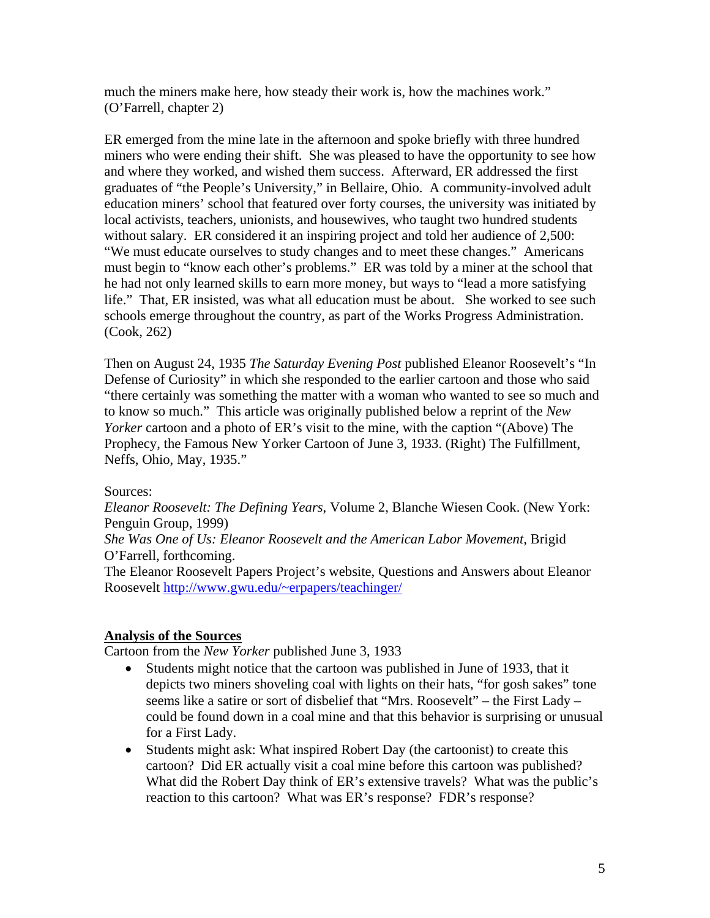much the miners make here, how steady their work is, how the machines work." (O'Farrell, chapter 2)

ER emerged from the mine late in the afternoon and spoke briefly with three hundred miners who were ending their shift. She was pleased to have the opportunity to see how and where they worked, and wished them success. Afterward, ER addressed the first graduates of "the People's University," in Bellaire, Ohio. A community-involved adult education miners' school that featured over forty courses, the university was initiated by local activists, teachers, unionists, and housewives, who taught two hundred students without salary. ER considered it an inspiring project and told her audience of 2,500: "We must educate ourselves to study changes and to meet these changes." Americans must begin to "know each other's problems." ER was told by a miner at the school that he had not only learned skills to earn more money, but ways to "lead a more satisfying life." That, ER insisted, was what all education must be about. She worked to see such schools emerge throughout the country, as part of the Works Progress Administration. (Cook, 262)

Then on August 24, 1935 *The Saturday Evening Post* published Eleanor Roosevelt's "In Defense of Curiosity" in which she responded to the earlier cartoon and those who said "there certainly was something the matter with a woman who wanted to see so much and to know so much." This article was originally published below a reprint of the *New Yorker* cartoon and a photo of ER's visit to the mine, with the caption "(Above) The Prophecy, the Famous New Yorker Cartoon of June 3, 1933. (Right) The Fulfillment, Neffs, Ohio, May, 1935."

Sources:
*Eleanor Roosevelt: The Defining Years*, Volume 2, Blanche Wiesen Cook. (New York: Penguin Group, 1999)
*She Was One of Us: Eleanor Roosevelt and the American Labor Movement,* Brigid O'Farrell, forthcoming.
The Eleanor Roosevelt Papers Project's website, Questions and Answers about Eleanor Roosevelt http://www.gwu.edu/~erpapers/teachinger/

**Analysis of the Sources**

Cartoon from the *New Yorker* published June 3, 1933

- Students might notice that the cartoon was published in June of 1933, that it depicts two miners shoveling coal with lights on their hats, "for gosh sakes" tone seems like a satire or sort of disbelief that "Mrs. Roosevelt" – the First Lady – could be found down in a coal mine and that this behavior is surprising or unusual for a First Lady.
- Students might ask: What inspired Robert Day (the cartoonist) to create this cartoon? Did ER actually visit a coal mine before this cartoon was published? What did the Robert Day think of ER's extensive travels? What was the public's reaction to this cartoon? What was ER's response? FDR's response?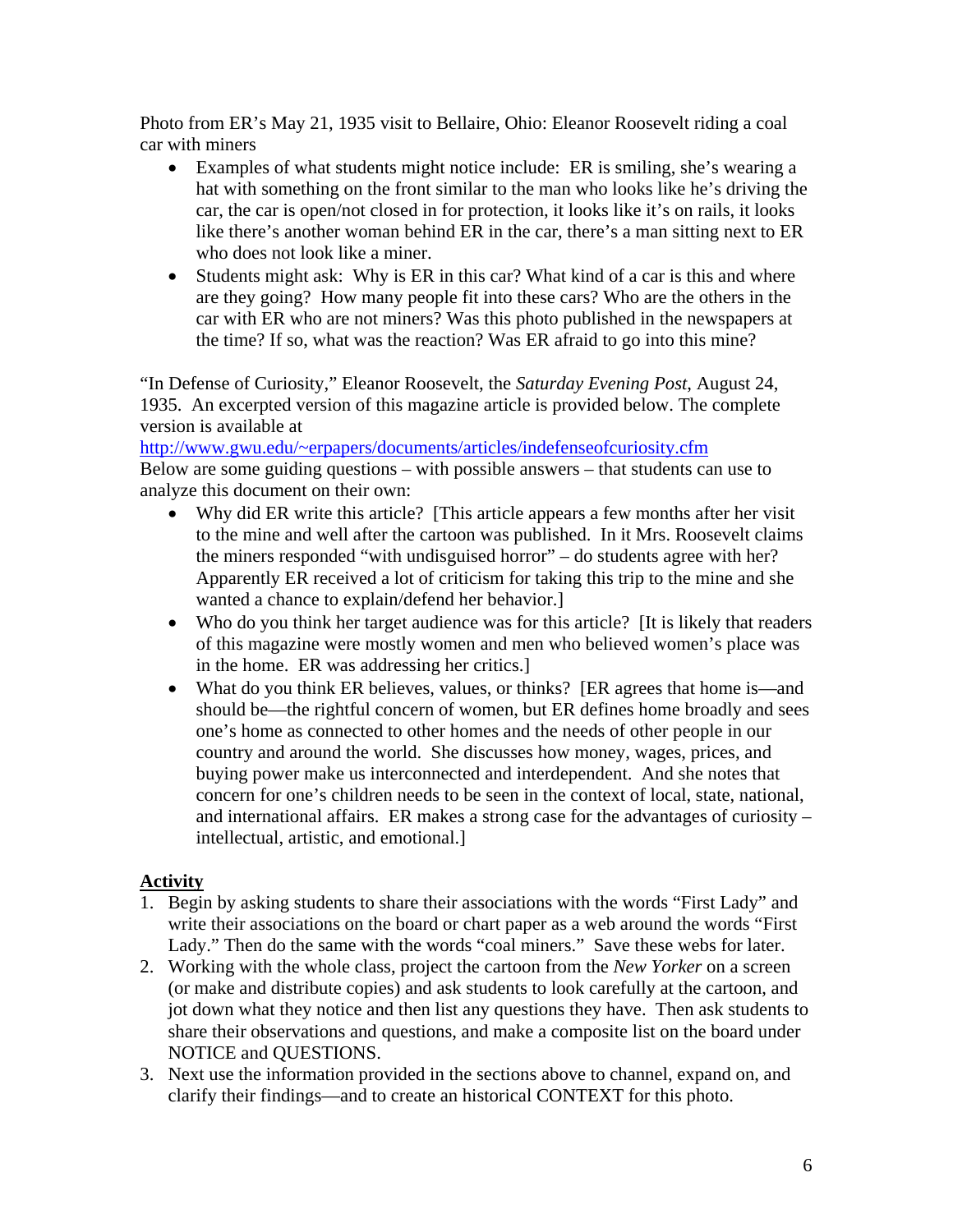Photo from ER's May 21, 1935 visit to Bellaire, Ohio: Eleanor Roosevelt riding a coal car with miners

- Examples of what students might notice include: ER is smiling, she's wearing a hat with something on the front similar to the man who looks like he's driving the car, the car is open/not closed in for protection, it looks like it's on rails, it looks like there's another woman behind ER in the car, there's a man sitting next to ER who does not look like a miner.
- Students might ask: Why is ER in this car? What kind of a car is this and where are they going? How many people fit into these cars? Who are the others in the car with ER who are not miners? Was this photo published in the newspapers at the time? If so, what was the reaction? Was ER afraid to go into this mine?

"In Defense of Curiosity," Eleanor Roosevelt, the *Saturday Evening Post*, August 24, 1935. An excerpted version of this magazine article is provided below. The complete version is available at
http://www.gwu.edu/~erpapers/documents/articles/indefenseofcuriosity.cfm
Below are some guiding questions – with possible answers – that students can use to analyze this document on their own:

- Why did ER write this article? [This article appears a few months after her visit to the mine and well after the cartoon was published. In it Mrs. Roosevelt claims the miners responded "with undisguised horror" – do students agree with her? Apparently ER received a lot of criticism for taking this trip to the mine and she wanted a chance to explain/defend her behavior.]
- Who do you think her target audience was for this article? [It is likely that readers of this magazine were mostly women and men who believed women's place was in the home. ER was addressing her critics.]
- What do you think ER believes, values, or thinks? [ER agrees that home is—and should be—the rightful concern of women, but ER defines home broadly and sees one's home as connected to other homes and the needs of other people in our country and around the world. She discusses how money, wages, prices, and buying power make us interconnected and interdependent. And she notes that concern for one's children needs to be seen in the context of local, state, national, and international affairs. ER makes a strong case for the advantages of curiosity – intellectual, artistic, and emotional.]

**Activity**

1. Begin by asking students to share their associations with the words "First Lady" and write their associations on the board or chart paper as a web around the words "First Lady." Then do the same with the words "coal miners." Save these webs for later.
2. Working with the whole class, project the cartoon from the *New Yorker* on a screen (or make and distribute copies) and ask students to look carefully at the cartoon, and jot down what they notice and then list any questions they have. Then ask students to share their observations and questions, and make a composite list on the board under NOTICE and QUESTIONS.
3. Next use the information provided in the sections above to channel, expand on, and clarify their findings—and to create an historical CONTEXT for this photo.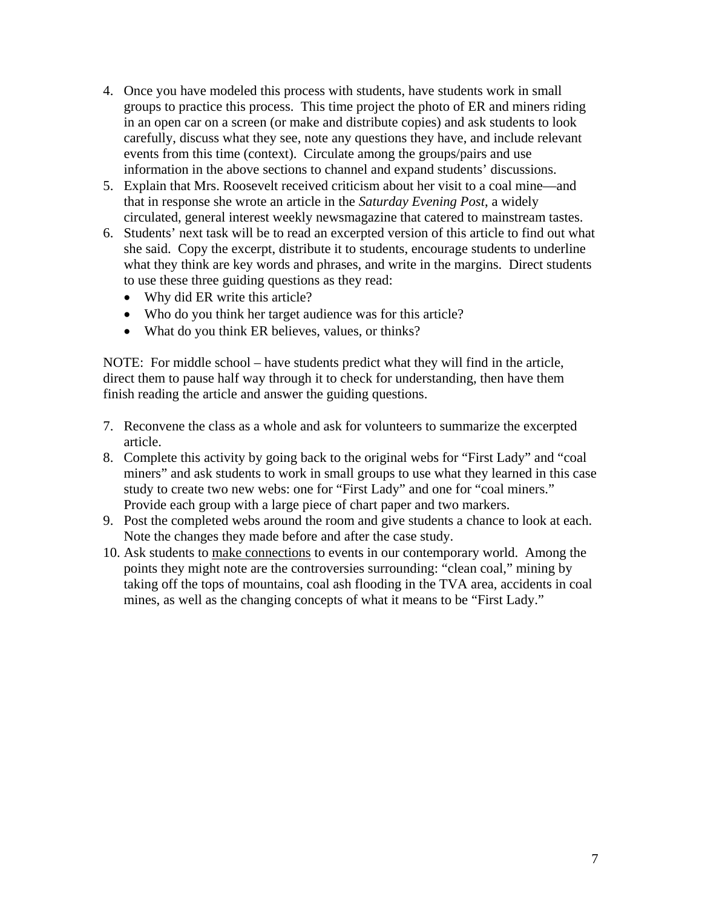4. Once you have modeled this process with students, have students work in small groups to practice this process. This time project the photo of ER and miners riding in an open car on a screen (or make and distribute copies) and ask students to look carefully, discuss what they see, note any questions they have, and include relevant events from this time (context). Circulate among the groups/pairs and use information in the above sections to channel and expand students' discussions.
5. Explain that Mrs. Roosevelt received criticism about her visit to a coal mine—and that in response she wrote an article in the *Saturday Evening Post*, a widely circulated, general interest weekly newsmagazine that catered to mainstream tastes.
6. Students' next task will be to read an excerpted version of this article to find out what she said. Copy the excerpt, distribute it to students, encourage students to underline what they think are key words and phrases, and write in the margins. Direct students to use these three guiding questions as they read:
   - Why did ER write this article?
   - Who do you think her target audience was for this article?
   - What do you think ER believes, values, or thinks?

NOTE: For middle school – have students predict what they will find in the article, direct them to pause half way through it to check for understanding, then have them finish reading the article and answer the guiding questions.

7. Reconvene the class as a whole and ask for volunteers to summarize the excerpted article.
8. Complete this activity by going back to the original webs for "First Lady" and "coal miners" and ask students to work in small groups to use what they learned in this case study to create two new webs: one for "First Lady" and one for "coal miners." Provide each group with a large piece of chart paper and two markers.
9. Post the completed webs around the room and give students a chance to look at each. Note the changes they made before and after the case study.
10. Ask students to <u>make connections</u> to events in our contemporary world. Among the points they might note are the controversies surrounding: "clean coal," mining by taking off the tops of mountains, coal ash flooding in the TVA area, accidents in coal mines, as well as the changing concepts of what it means to be "First Lady."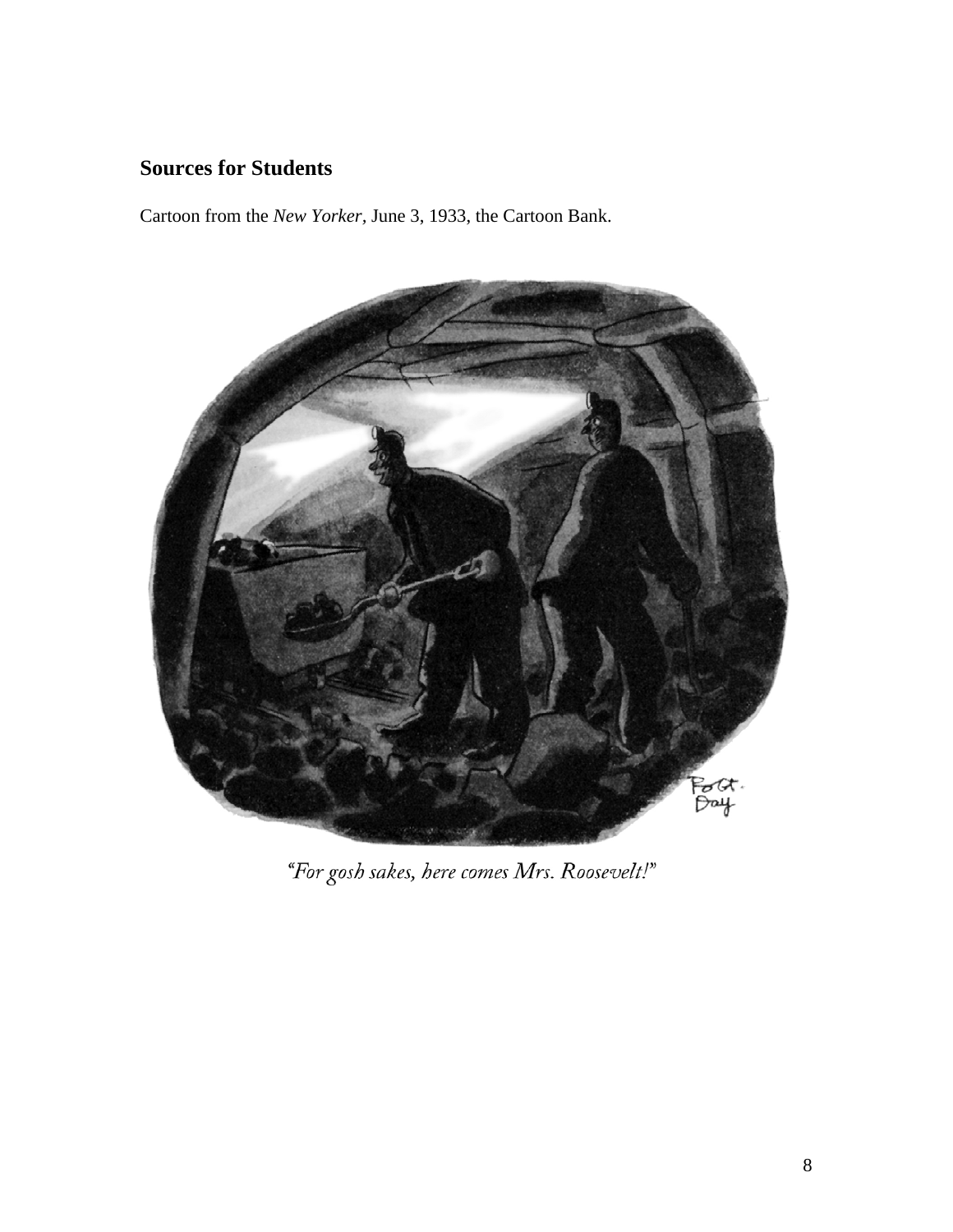## Sources for Students

Cartoon from the *New Yorker*, June 3, 1933, the Cartoon Bank.

*"For gosh sakes, here comes Mrs. Roosevelt!"*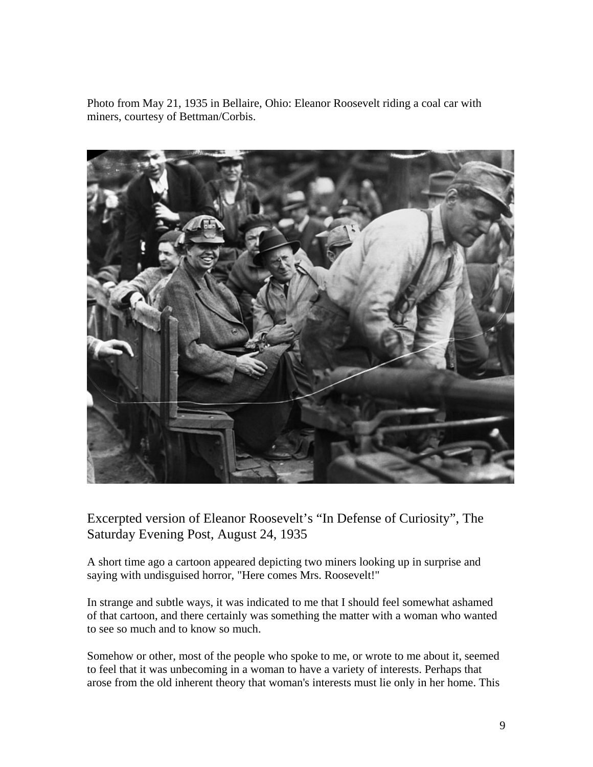Photo from May 21, 1935 in Bellaire, Ohio: Eleanor Roosevelt riding a coal car with miners, courtesy of Bettman/Corbis.

## Excerpted version of Eleanor Roosevelt's "In Defense of Curiosity", The Saturday Evening Post, August 24, 1935

A short time ago a cartoon appeared depicting two miners looking up in surprise and saying with undisguised horror, "Here comes Mrs. Roosevelt!"

In strange and subtle ways, it was indicated to me that I should feel somewhat ashamed of that cartoon, and there certainly was something the matter with a woman who wanted to see so much and to know so much.

Somehow or other, most of the people who spoke to me, or wrote to me about it, seemed to feel that it was unbecoming in a woman to have a variety of interests. Perhaps that arose from the old inherent theory that woman's interests must lie only in her home. This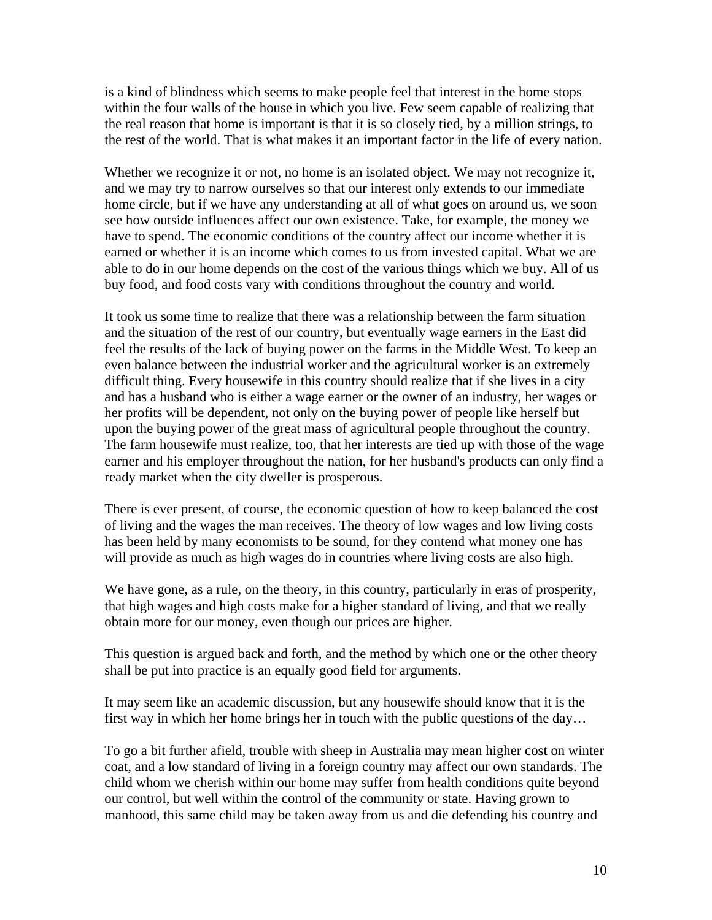is a kind of blindness which seems to make people feel that interest in the home stops within the four walls of the house in which you live. Few seem capable of realizing that the real reason that home is important is that it is so closely tied, by a million strings, to the rest of the world. That is what makes it an important factor in the life of every nation.

Whether we recognize it or not, no home is an isolated object. We may not recognize it, and we may try to narrow ourselves so that our interest only extends to our immediate home circle, but if we have any understanding at all of what goes on around us, we soon see how outside influences affect our own existence. Take, for example, the money we have to spend. The economic conditions of the country affect our income whether it is earned or whether it is an income which comes to us from invested capital. What we are able to do in our home depends on the cost of the various things which we buy. All of us buy food, and food costs vary with conditions throughout the country and world.

It took us some time to realize that there was a relationship between the farm situation and the situation of the rest of our country, but eventually wage earners in the East did feel the results of the lack of buying power on the farms in the Middle West. To keep an even balance between the industrial worker and the agricultural worker is an extremely difficult thing. Every housewife in this country should realize that if she lives in a city and has a husband who is either a wage earner or the owner of an industry, her wages or her profits will be dependent, not only on the buying power of people like herself but upon the buying power of the great mass of agricultural people throughout the country. The farm housewife must realize, too, that her interests are tied up with those of the wage earner and his employer throughout the nation, for her husband's products can only find a ready market when the city dweller is prosperous.

There is ever present, of course, the economic question of how to keep balanced the cost of living and the wages the man receives. The theory of low wages and low living costs has been held by many economists to be sound, for they contend what money one has will provide as much as high wages do in countries where living costs are also high.

We have gone, as a rule, on the theory, in this country, particularly in eras of prosperity, that high wages and high costs make for a higher standard of living, and that we really obtain more for our money, even though our prices are higher.

This question is argued back and forth, and the method by which one or the other theory shall be put into practice is an equally good field for arguments.

It may seem like an academic discussion, but any housewife should know that it is the first way in which her home brings her in touch with the public questions of the day…

To go a bit further afield, trouble with sheep in Australia may mean higher cost on winter coat, and a low standard of living in a foreign country may affect our own standards. The child whom we cherish within our home may suffer from health conditions quite beyond our control, but well within the control of the community or state. Having grown to manhood, this same child may be taken away from us and die defending his country and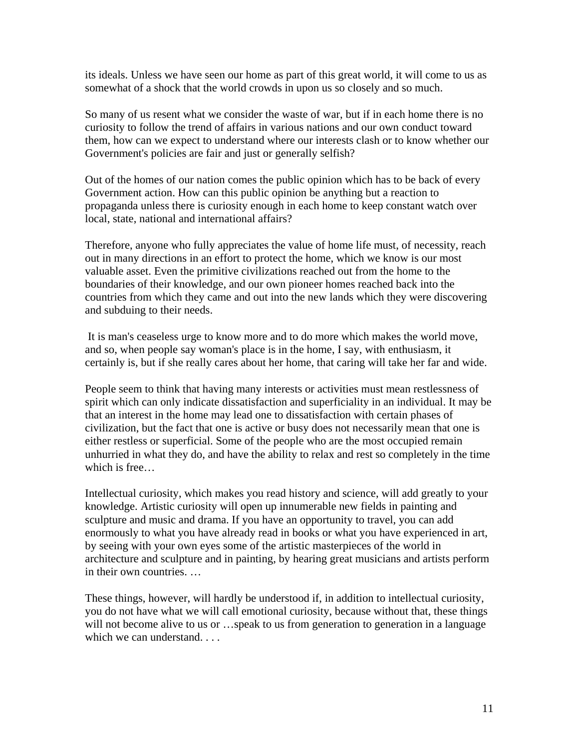its ideals. Unless we have seen our home as part of this great world, it will come to us as somewhat of a shock that the world crowds in upon us so closely and so much.

So many of us resent what we consider the waste of war, but if in each home there is no curiosity to follow the trend of affairs in various nations and our own conduct toward them, how can we expect to understand where our interests clash or to know whether our Government's policies are fair and just or generally selfish?

Out of the homes of our nation comes the public opinion which has to be back of every Government action. How can this public opinion be anything but a reaction to propaganda unless there is curiosity enough in each home to keep constant watch over local, state, national and international affairs?

Therefore, anyone who fully appreciates the value of home life must, of necessity, reach out in many directions in an effort to protect the home, which we know is our most valuable asset. Even the primitive civilizations reached out from the home to the boundaries of their knowledge, and our own pioneer homes reached back into the countries from which they came and out into the new lands which they were discovering and subduing to their needs.

It is man's ceaseless urge to know more and to do more which makes the world move, and so, when people say woman's place is in the home, I say, with enthusiasm, it certainly is, but if she really cares about her home, that caring will take her far and wide.

People seem to think that having many interests or activities must mean restlessness of spirit which can only indicate dissatisfaction and superficiality in an individual. It may be that an interest in the home may lead one to dissatisfaction with certain phases of civilization, but the fact that one is active or busy does not necessarily mean that one is either restless or superficial. Some of the people who are the most occupied remain unhurried in what they do, and have the ability to relax and rest so completely in the time which is free…

Intellectual curiosity, which makes you read history and science, will add greatly to your knowledge. Artistic curiosity will open up innumerable new fields in painting and sculpture and music and drama. If you have an opportunity to travel, you can add enormously to what you have already read in books or what you have experienced in art, by seeing with your own eyes some of the artistic masterpieces of the world in architecture and sculpture and in painting, by hearing great musicians and artists perform in their own countries. …

These things, however, will hardly be understood if, in addition to intellectual curiosity, you do not have what we will call emotional curiosity, because without that, these things will not become alive to us or …speak to us from generation to generation in a language which we can understand. . . .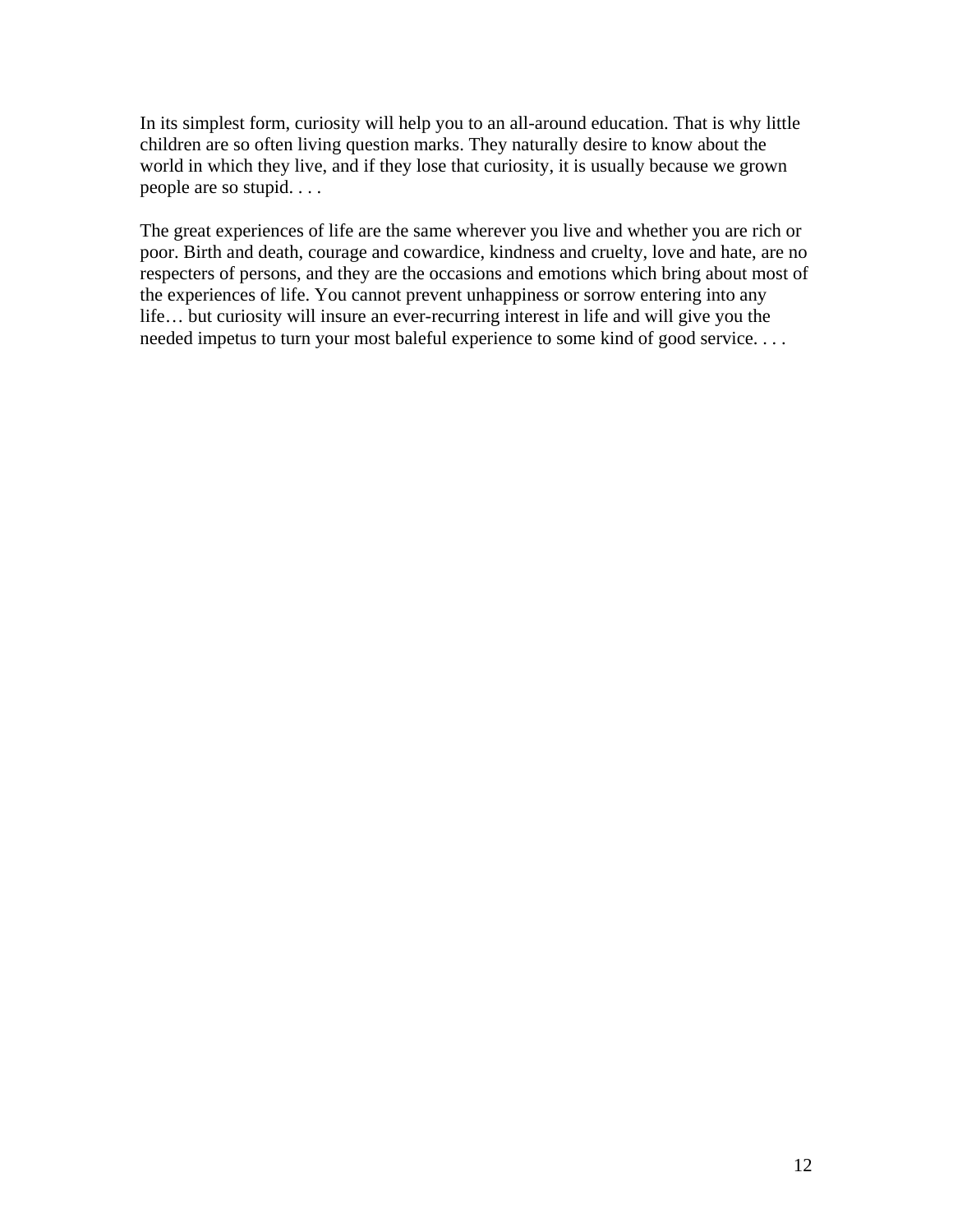In its simplest form, curiosity will help you to an all-around education. That is why little children are so often living question marks. They naturally desire to know about the world in which they live, and if they lose that curiosity, it is usually because we grown people are so stupid. . . .

The great experiences of life are the same wherever you live and whether you are rich or poor. Birth and death, courage and cowardice, kindness and cruelty, love and hate, are no respecters of persons, and they are the occasions and emotions which bring about most of the experiences of life. You cannot prevent unhappiness or sorrow entering into any life… but curiosity will insure an ever-recurring interest in life and will give you the needed impetus to turn your most baleful experience to some kind of good service. . . .